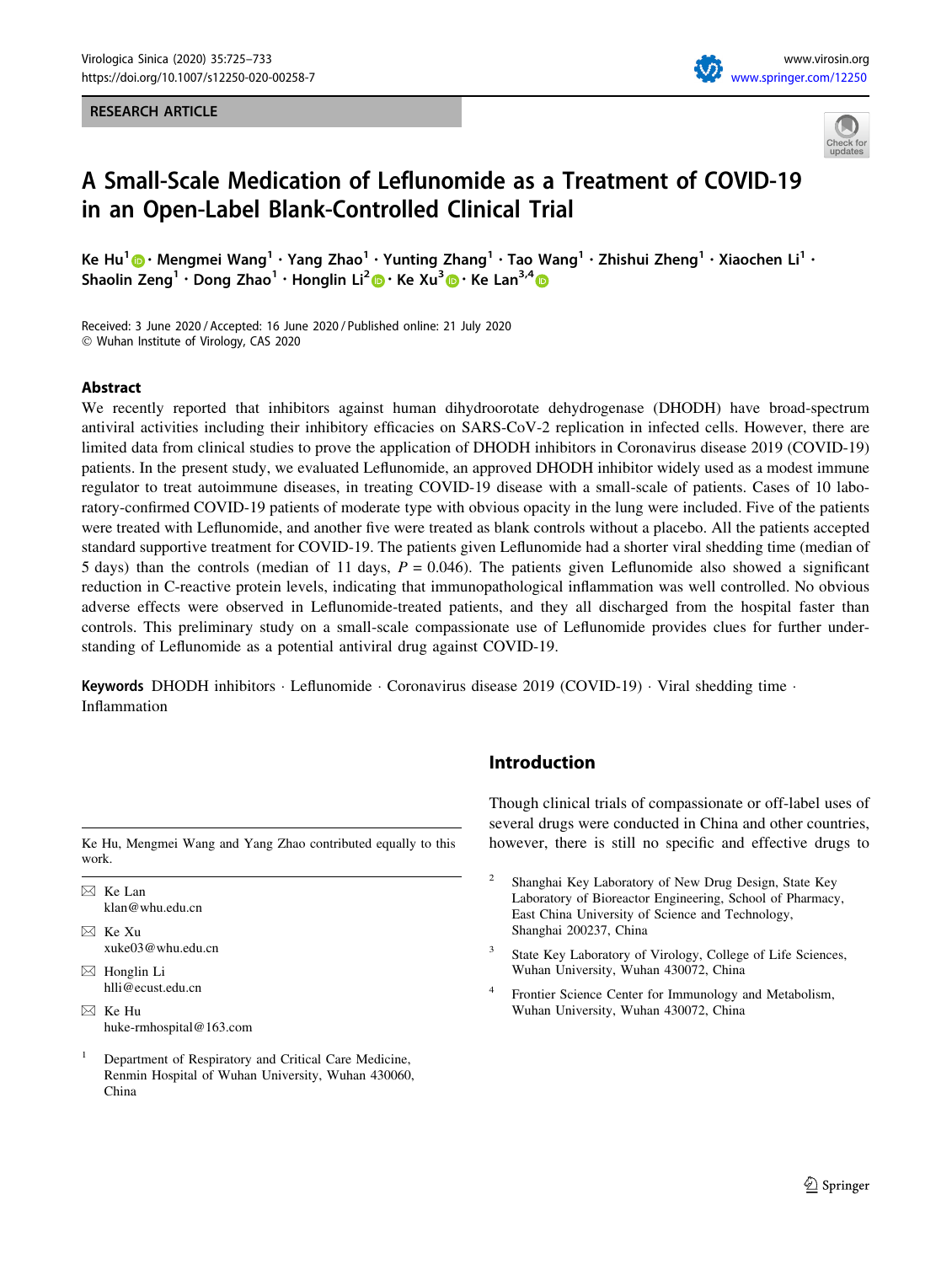RESEARCH ARTICLE

# A Small-Scale Medication of Leflunomide as a Treatment of COVID-19 in an Open-Label Blank-Controlled Clinical Trial

**Ke Hu[1] · Mengmei Wang[1] · Yang Zhao[1] · Yunting Zhang[1] · Tao Wang[1] · Zhishui Zheng[1] · Xiaochen Li[1] · Shaolin Zeng[1] · Dong Zhao[1] · Honglin Li[2] · Ke Xu[3] · Ke Lan[3,4]**

Received: 3 June 2020 / Accepted: 16 June 2020 / Published online: 21 July 2020
© Wuhan Institute of Virology, CAS 2020

## Abstract

We recently reported that inhibitors against human dihydroorotate dehydrogenase (DHODH) have broad-spectrum antiviral activities including their inhibitory efficacies on SARS-CoV-2 replication in infected cells. However, there are limited data from clinical studies to prove the application of DHODH inhibitors in Coronavirus disease 2019 (COVID-19) patients. In the present study, we evaluated Leflunomide, an approved DHODH inhibitor widely used as a modest immune regulator to treat autoimmune diseases, in treating COVID-19 disease with a small-scale of patients. Cases of 10 laboratory-confirmed COVID-19 patients of moderate type with obvious opacity in the lung were included. Five of the patients were treated with Leflunomide, and another five were treated as blank controls without a placebo. All the patients accepted standard supportive treatment for COVID-19. The patients given Leflunomide had a shorter viral shedding time (median of 5 days) than the controls (median of 11 days, $P = 0.046$). The patients given Leflunomide also showed a significant reduction in C-reactive protein levels, indicating that immunopathological inflammation was well controlled. No obvious adverse effects were observed in Leflunomide-treated patients, and they all discharged from the hospital faster than controls. This preliminary study on a small-scale compassionate use of Leflunomide provides clues for further understanding of Leflunomide as a potential antiviral drug against COVID-19.

**Keywords** DHODH inhibitors · Leflunomide · Coronavirus disease 2019 (COVID-19) · Viral shedding time · Inflammation

## Introduction

Though clinical trials of compassionate or off-label uses of several drugs were conducted in China and other countries, however, there is still no specific and effective drugs to

---

Ke Hu, Mengmei Wang and Yang Zhao contributed equally to this work.

✉ Ke Lan
klan@whu.edu.cn

✉ Ke Xu
xuke03@whu.edu.cn

✉ Honglin Li
hlli@ecust.edu.cn

✉ Ke Hu
huke-rmhospital@163.com

[1] Department of Respiratory and Critical Care Medicine, Renmin Hospital of Wuhan University, Wuhan 430060, China

[2] Shanghai Key Laboratory of New Drug Design, State Key Laboratory of Bioreactor Engineering, School of Pharmacy, East China University of Science and Technology, Shanghai 200237, China

[3] State Key Laboratory of Virology, College of Life Sciences, Wuhan University, Wuhan 430072, China

[4] Frontier Science Center for Immunology and Metabolism, Wuhan University, Wuhan 430072, China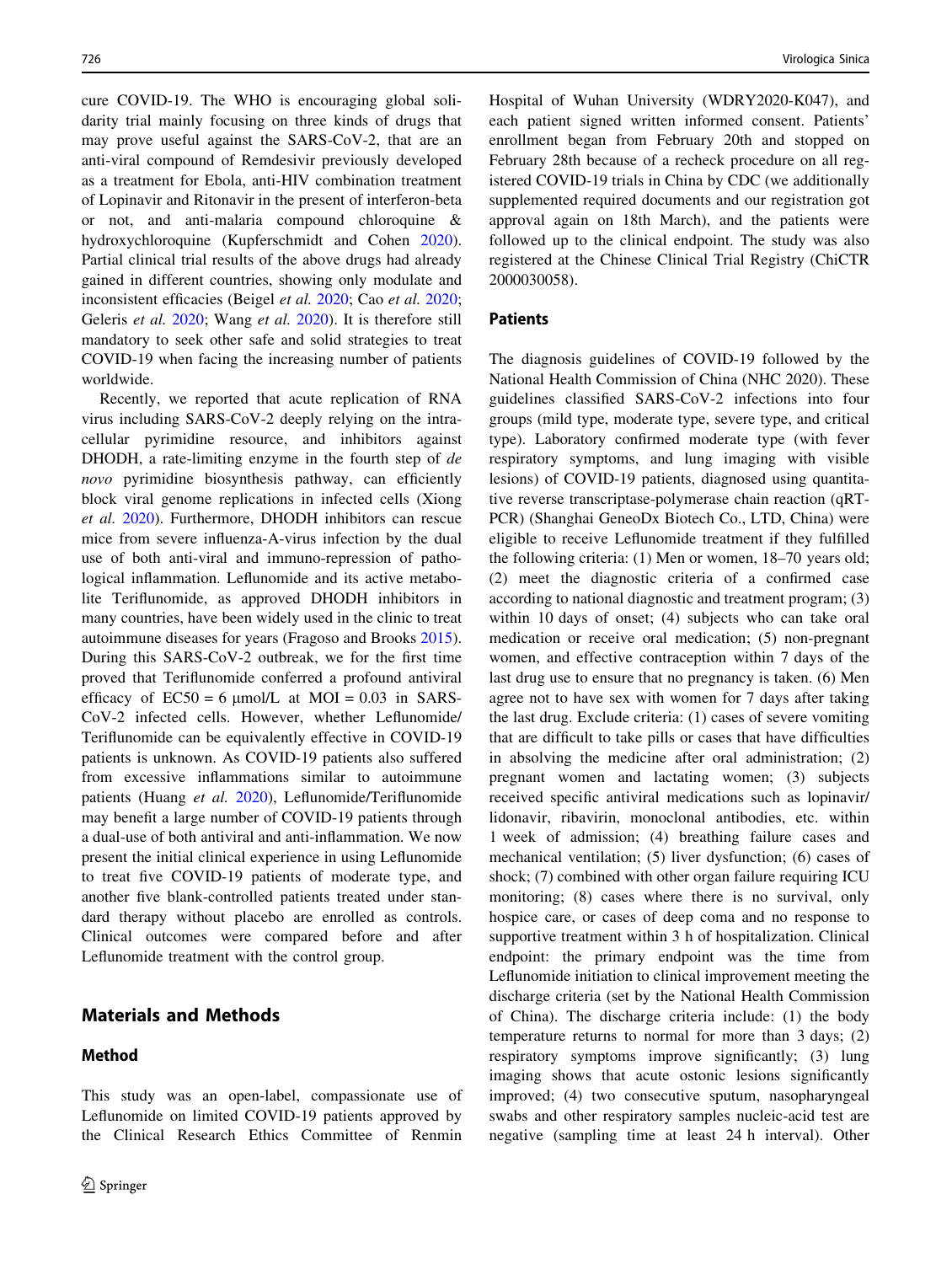cure COVID-19. The WHO is encouraging global solidarity trial mainly focusing on three kinds of drugs that may prove useful against the SARS-CoV-2, that are an anti-viral compound of Remdesivir previously developed as a treatment for Ebola, anti-HIV combination treatment of Lopinavir and Ritonavir in the present of interferon-beta or not, and anti-malaria compound chloroquine & hydroxychloroquine (Kupferschmidt and Cohen 2020). Partial clinical trial results of the above drugs had already gained in different countries, showing only modulate and inconsistent efficacies (Beigel *et al.* 2020; Cao *et al.* 2020; Geleris *et al.* 2020; Wang *et al.* 2020). It is therefore still mandatory to seek other safe and solid strategies to treat COVID-19 when facing the increasing number of patients worldwide.

Recently, we reported that acute replication of RNA virus including SARS-CoV-2 deeply relying on the intracellular pyrimidine resource, and inhibitors against DHODH, a rate-limiting enzyme in the fourth step of *de novo* pyrimidine biosynthesis pathway, can efficiently block viral genome replications in infected cells (Xiong *et al.* 2020). Furthermore, DHODH inhibitors can rescue mice from severe influenza-A-virus infection by the dual use of both anti-viral and immuno-repression of pathological inflammation. Leflunomide and its active metabolite Teriflunomide, as approved DHODH inhibitors in many countries, have been widely used in the clinic to treat autoimmune diseases for years (Fragoso and Brooks 2015). During this SARS-CoV-2 outbreak, we for the first time proved that Teriflunomide conferred a profound antiviral efficacy of $EC50 = 6$ μmol/L at $MOI = 0.03$ in SARS-CoV-2 infected cells. However, whether Leflunomide/Teriflunomide can be equivalently effective in COVID-19 patients is unknown. As COVID-19 patients also suffered from excessive inflammations similar to autoimmune patients (Huang *et al.* 2020), Leflunomide/Teriflunomide may benefit a large number of COVID-19 patients through a dual-use of both antiviral and anti-inflammation. We now present the initial clinical experience in using Leflunomide to treat five COVID-19 patients of moderate type, and another five blank-controlled patients treated under standard therapy without placebo are enrolled as controls. Clinical outcomes were compared before and after Leflunomide treatment with the control group.

## Materials and Methods

### Method

This study was an open-label, compassionate use of Leflunomide on limited COVID-19 patients approved by the Clinical Research Ethics Committee of Renmin Hospital of Wuhan University (WDRY2020-K047), and each patient signed written informed consent. Patients' enrollment began from February 20th and stopped on February 28th because of a recheck procedure on all registered COVID-19 trials in China by CDC (we additionally supplemented required documents and our registration got approval again on 18th March), and the patients were followed up to the clinical endpoint. The study was also registered at the Chinese Clinical Trial Registry (ChiCTR 2000030058).

### Patients

The diagnosis guidelines of COVID-19 followed by the National Health Commission of China (NHC 2020). These guidelines classified SARS-CoV-2 infections into four groups (mild type, moderate type, severe type, and critical type). Laboratory confirmed moderate type (with fever respiratory symptoms, and lung imaging with visible lesions) of COVID-19 patients, diagnosed using quantitative reverse transcriptase-polymerase chain reaction (qRT-PCR) (Shanghai GeneoDx Biotech Co., LTD, China) were eligible to receive Leflunomide treatment if they fulfilled the following criteria: (1) Men or women, 18–70 years old; (2) meet the diagnostic criteria of a confirmed case according to national diagnostic and treatment program; (3) within 10 days of onset; (4) subjects who can take oral medication or receive oral medication; (5) non-pregnant women, and effective contraception within 7 days of the last drug use to ensure that no pregnancy is taken. (6) Men agree not to have sex with women for 7 days after taking the last drug. Exclude criteria: (1) cases of severe vomiting that are difficult to take pills or cases that have difficulties in absolving the medicine after oral administration; (2) pregnant women and lactating women; (3) subjects received specific antiviral medications such as lopinavir/lidonavir, ribavirin, monoclonal antibodies, etc. within 1 week of admission; (4) breathing failure cases and mechanical ventilation; (5) liver dysfunction; (6) cases of shock; (7) combined with other organ failure requiring ICU monitoring; (8) cases where there is no survival, only hospice care, or cases of deep coma and no response to supportive treatment within 3 h of hospitalization. Clinical endpoint: the primary endpoint was the time from Leflunomide initiation to clinical improvement meeting the discharge criteria (set by the National Health Commission of China). The discharge criteria include: (1) the body temperature returns to normal for more than 3 days; (2) respiratory symptoms improve significantly; (3) lung imaging shows that acute ostonic lesions significantly improved; (4) two consecutive sputum, nasopharyngeal swabs and other respiratory samples nucleic-acid test are negative (sampling time at least 24 h interval). Other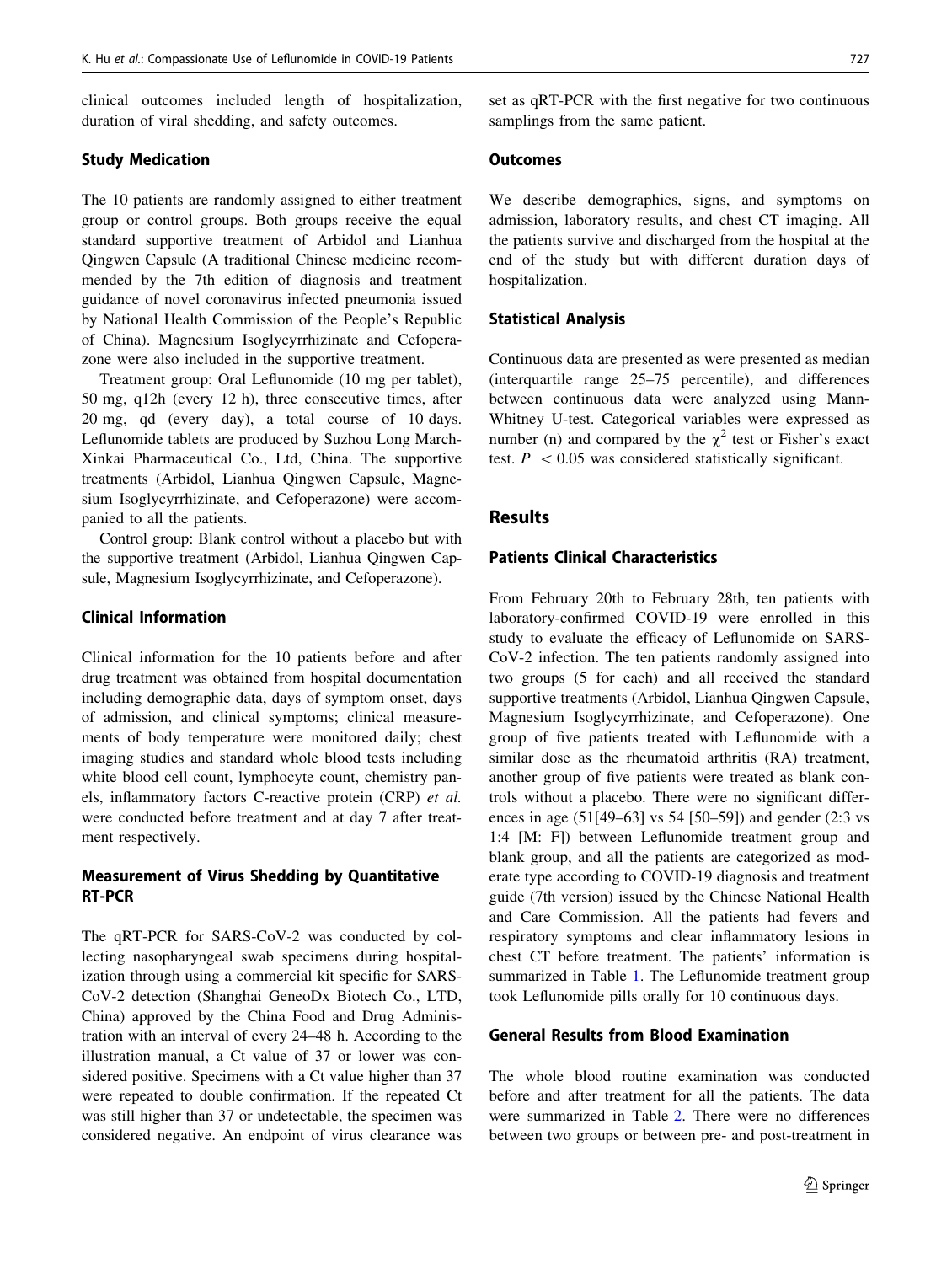clinical outcomes included length of hospitalization, duration of viral shedding, and safety outcomes.

### Study Medication

The 10 patients are randomly assigned to either treatment group or control groups. Both groups receive the equal standard supportive treatment of Arbidol and Lianhua Qingwen Capsule (A traditional Chinese medicine recommended by the 7th edition of diagnosis and treatment guidance of novel coronavirus infected pneumonia issued by National Health Commission of the People's Republic of China). Magnesium Isoglycyrrhizinate and Cefoperazone were also included in the supportive treatment.

Treatment group: Oral Leflunomide (10 mg per tablet), 50 mg, q12h (every 12 h), three consecutive times, after 20 mg, qd (every day), a total course of 10 days. Leflunomide tablets are produced by Suzhou Long March-Xinkai Pharmaceutical Co., Ltd, China. The supportive treatments (Arbidol, Lianhua Qingwen Capsule, Magnesium Isoglycyrrhizinate, and Cefoperazone) were accompanied to all the patients.

Control group: Blank control without a placebo but with the supportive treatment (Arbidol, Lianhua Qingwen Capsule, Magnesium Isoglycyrrhizinate, and Cefoperazone).

### Clinical Information

Clinical information for the 10 patients before and after drug treatment was obtained from hospital documentation including demographic data, days of symptom onset, days of admission, and clinical symptoms; clinical measurements of body temperature were monitored daily; chest imaging studies and standard whole blood tests including white blood cell count, lymphocyte count, chemistry panels, inflammatory factors C-reactive protein (CRP) *et al.* were conducted before treatment and at day 7 after treatment respectively.

### Measurement of Virus Shedding by Quantitative RT-PCR

The qRT-PCR for SARS-CoV-2 was conducted by collecting nasopharyngeal swab specimens during hospitalization through using a commercial kit specific for SARS-CoV-2 detection (Shanghai GeneoDx Biotech Co., LTD, China) approved by the China Food and Drug Administration with an interval of every 24–48 h. According to the illustration manual, a Ct value of 37 or lower was considered positive. Specimens with a Ct value higher than 37 were repeated to double confirmation. If the repeated Ct was still higher than 37 or undetectable, the specimen was considered negative. An endpoint of virus clearance was set as qRT-PCR with the first negative for two continuous samplings from the same patient.

### Outcomes

We describe demographics, signs, and symptoms on admission, laboratory results, and chest CT imaging. All the patients survive and discharged from the hospital at the end of the study but with different duration days of hospitalization.

### Statistical Analysis

Continuous data are presented as were presented as median (interquartile range 25–75 percentile), and differences between continuous data were analyzed using Mann-Whitney U-test. Categorical variables were expressed as number (n) and compared by the $\chi^2$ test or Fisher's exact test. $P < 0.05$ was considered statistically significant.

## Results

### Patients Clinical Characteristics

From February 20th to February 28th, ten patients with laboratory-confirmed COVID-19 were enrolled in this study to evaluate the efficacy of Leflunomide on SARS-CoV-2 infection. The ten patients randomly assigned into two groups (5 for each) and all received the standard supportive treatments (Arbidol, Lianhua Qingwen Capsule, Magnesium Isoglycyrrhizinate, and Cefoperazone). One group of five patients treated with Leflunomide with a similar dose as the rheumatoid arthritis (RA) treatment, another group of five patients were treated as blank controls without a placebo. There were no significant differences in age (51[49–63] vs 54 [50–59]) and gender (2:3 vs 1:4 [M: F]) between Leflunomide treatment group and blank group, and all the patients are categorized as moderate type according to COVID-19 diagnosis and treatment guide (7th version) issued by the Chinese National Health and Care Commission. All the patients had fevers and respiratory symptoms and clear inflammatory lesions in chest CT before treatment. The patients' information is summarized in Table 1. The Leflunomide treatment group took Leflunomide pills orally for 10 continuous days.

### General Results from Blood Examination

The whole blood routine examination was conducted before and after treatment for all the patients. The data were summarized in Table 2. There were no differences between two groups or between pre- and post-treatment in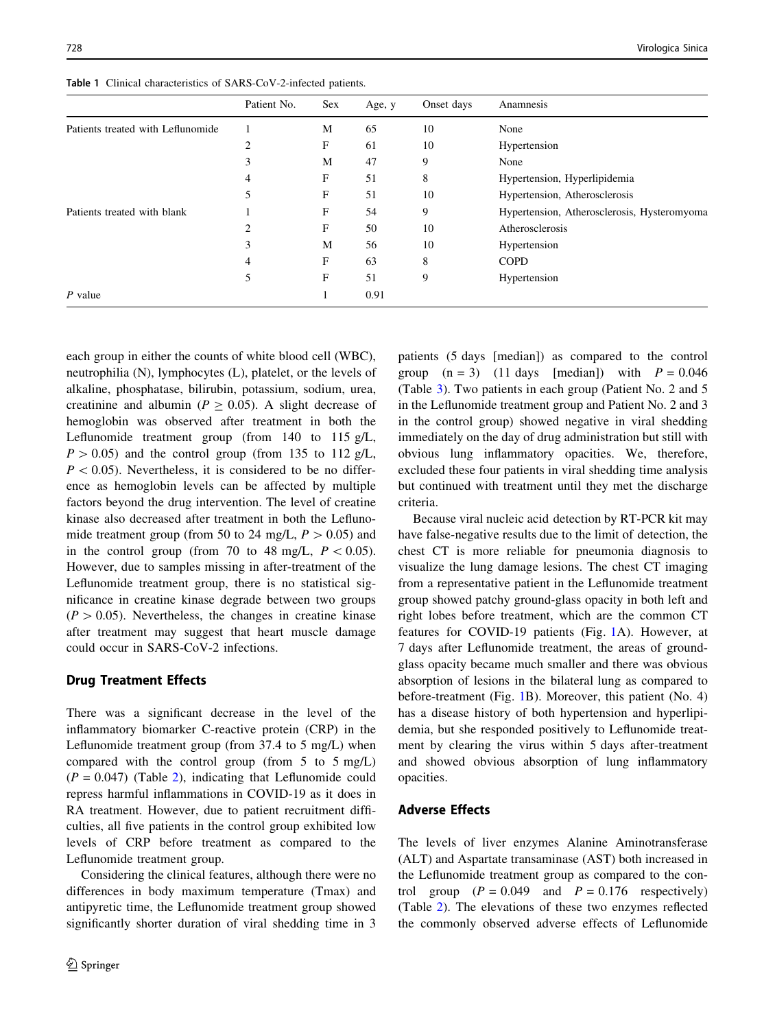**Table 1** Clinical characteristics of SARS-CoV-2-infected patients.

| | Patient No. | Sex | Age, y | Onset days | Anamnesis |
|---|---|---|---|---|---|
| Patients treated with Leflunomide | 1 | M | 65 | 10 | None |
| | 2 | F | 61 | 10 | Hypertension |
| | 3 | M | 47 | 9 | None |
| | 4 | F | 51 | 8 | Hypertension, Hyperlipidemia |
| | 5 | F | 51 | 10 | Hypertension, Atherosclerosis |
| Patients treated with blank | 1 | F | 54 | 9 | Hypertension, Atherosclerosis, Hysteromyoma |
| | 2 | F | 50 | 10 | Atherosclerosis |
| | 3 | M | 56 | 10 | Hypertension |
| | 4 | F | 63 | 8 | COPD |
| | 5 | F | 51 | 9 | Hypertension |
| *P* value | | 1 | 0.91 | | |

each group in either the counts of white blood cell (WBC), neutrophilia (N), lymphocytes (L), platelet, or the levels of alkaline, phosphatase, bilirubin, potassium, sodium, urea, creatinine and albumin ($P \geq 0.05$). A slight decrease of hemoglobin was observed after treatment in both the Leflunomide treatment group (from 140 to 115 g/L, $P > 0.05$) and the control group (from 135 to 112 g/L, $P < 0.05$). Nevertheless, it is considered to be no difference as hemoglobin levels can be affected by multiple factors beyond the drug intervention. The level of creatine kinase also decreased after treatment in both the Leflunomide treatment group (from 50 to 24 mg/L, $P > 0.05$) and in the control group (from 70 to 48 mg/L, $P < 0.05$). However, due to samples missing in after-treatment of the Leflunomide treatment group, there is no statistical significance in creatine kinase degrade between two groups ($P > 0.05$). Nevertheless, the changes in creatine kinase after treatment may suggest that heart muscle damage could occur in SARS-CoV-2 infections.

### Drug Treatment Effects

There was a significant decrease in the level of the inflammatory biomarker C-reactive protein (CRP) in the Leflunomide treatment group (from 37.4 to 5 mg/L) when compared with the control group (from 5 to 5 mg/L) ($P = 0.047$) (Table 2), indicating that Leflunomide could repress harmful inflammations in COVID-19 as it does in RA treatment. However, due to patient recruitment difficulties, all five patients in the control group exhibited low levels of CRP before treatment as compared to the Leflunomide treatment group.

Considering the clinical features, although there were no differences in body maximum temperature (Tmax) and antipyretic time, the Leflunomide treatment group showed significantly shorter duration of viral shedding time in 3 patients (5 days [median]) as compared to the control group (n = 3) (11 days [median]) with $P = 0.046$ (Table 3). Two patients in each group (Patient No. 2 and 5 in the Leflunomide treatment group and Patient No. 2 and 3 in the control group) showed negative in viral shedding immediately on the day of drug administration but still with obvious lung inflammatory opacities. We, therefore, excluded these four patients in viral shedding time analysis but continued with treatment until they met the discharge criteria.

Because viral nucleic acid detection by RT-PCR kit may have false-negative results due to the limit of detection, the chest CT is more reliable for pneumonia diagnosis to visualize the lung damage lesions. The chest CT imaging from a representative patient in the Leflunomide treatment group showed patchy ground-glass opacity in both left and right lobes before treatment, which are the common CT features for COVID-19 patients (Fig. 1A). However, at 7 days after Leflunomide treatment, the areas of ground-glass opacity became much smaller and there was obvious absorption of lesions in the bilateral lung as compared to before-treatment (Fig. 1B). Moreover, this patient (No. 4) has a disease history of both hypertension and hyperlipidemia, but she responded positively to Leflunomide treatment by clearing the virus within 5 days after-treatment and showed obvious absorption of lung inflammatory opacities.

### Adverse Effects

The levels of liver enzymes Alanine Aminotransferase (ALT) and Aspartate transaminase (AST) both increased in the Leflunomide treatment group as compared to the control group ($P = 0.049$ and $P = 0.176$ respectively) (Table 2). The elevations of these two enzymes reflected the commonly observed adverse effects of Leflunomide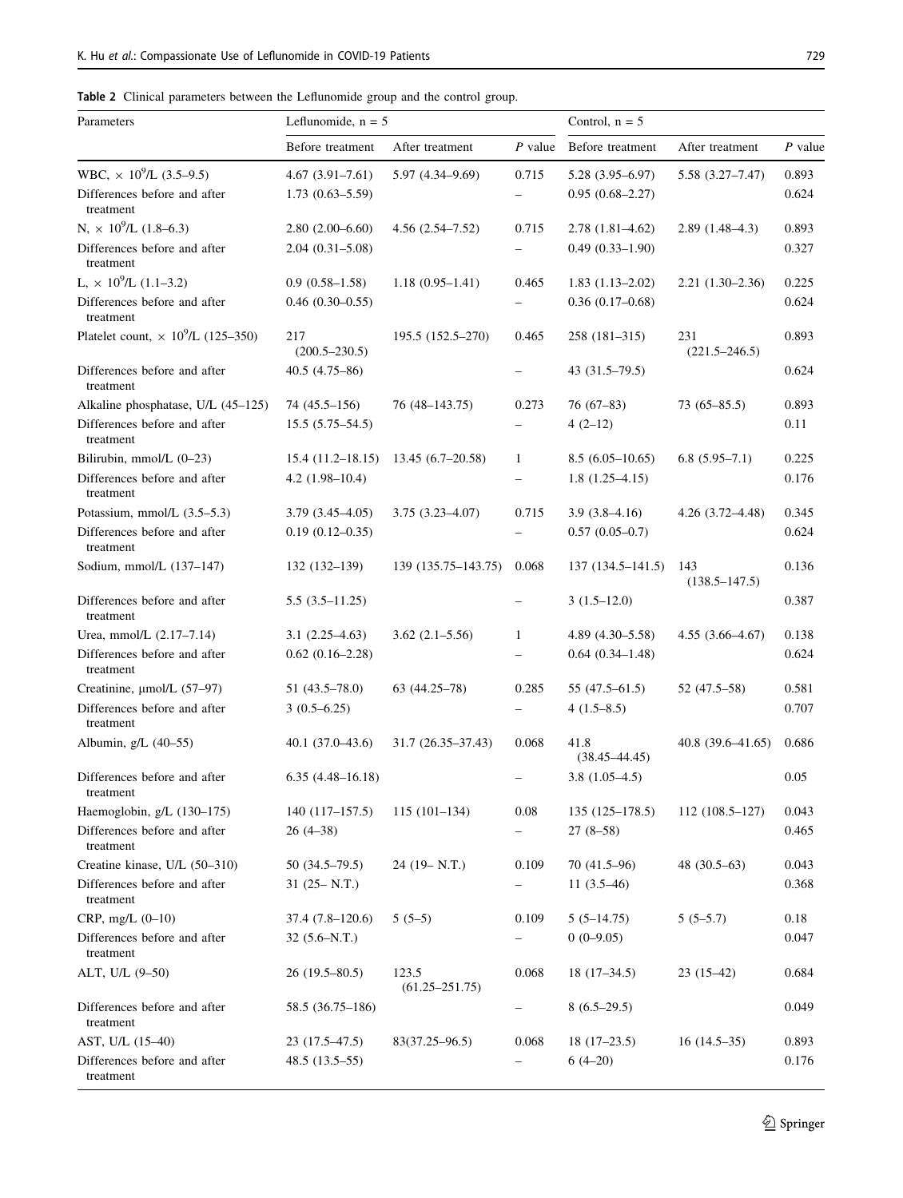**Table 2** Clinical parameters between the Leflunomide group and the control group.

| Parameters | Leflunomide, n = 5 | | | Control, n = 5 | | |
|---|---|---|---|---|---|---|
| | Before treatment | After treatment | *P* value | Before treatment | After treatment | *P* value |
| WBC, $\times 10^9$/L (3.5–9.5) | 4.67 (3.91–7.61) | 5.97 (4.34–9.69) | 0.715 | 5.28 (3.95–6.97) | 5.58 (3.27–7.47) | 0.893 |
| Differences before and after treatment | 1.73 (0.63–5.59) | | – | 0.95 (0.68–2.27) | | 0.624 |
| N, $\times 10^9$/L (1.8–6.3) | 2.80 (2.00–6.60) | 4.56 (2.54–7.52) | 0.715 | 2.78 (1.81–4.62) | 2.89 (1.48–4.3) | 0.893 |
| Differences before and after treatment | 2.04 (0.31–5.08) | | – | 0.49 (0.33–1.90) | | 0.327 |
| L, $\times 10^9$/L (1.1–3.2) | 0.9 (0.58–1.58) | 1.18 (0.95–1.41) | 0.465 | 1.83 (1.13–2.02) | 2.21 (1.30–2.36) | 0.225 |
| Differences before and after treatment | 0.46 (0.30–0.55) | | – | 0.36 (0.17–0.68) | | 0.624 |
| Platelet count, $\times 10^9$/L (125–350) | 217 (200.5–230.5) | 195.5 (152.5–270) | 0.465 | 258 (181–315) | 231 (221.5–246.5) | 0.893 |
| Differences before and after treatment | 40.5 (4.75–86) | | – | 43 (31.5–79.5) | | 0.624 |
| Alkaline phosphatase, U/L (45–125) | 74 (45.5–156) | 76 (48–143.75) | 0.273 | 76 (67–83) | 73 (65–85.5) | 0.893 |
| Differences before and after treatment | 15.5 (5.75–54.5) | | – | 4 (2–12) | | 0.11 |
| Bilirubin, mmol/L (0–23) | 15.4 (11.2–18.15) | 13.45 (6.7–20.58) | 1 | 8.5 (6.05–10.65) | 6.8 (5.95–7.1) | 0.225 |
| Differences before and after treatment | 4.2 (1.98–10.4) | | – | 1.8 (1.25–4.15) | | 0.176 |
| Potassium, mmol/L (3.5–5.3) | 3.79 (3.45–4.05) | 3.75 (3.23–4.07) | 0.715 | 3.9 (3.8–4.16) | 4.26 (3.72–4.48) | 0.345 |
| Differences before and after treatment | 0.19 (0.12–0.35) | | – | 0.57 (0.05–0.7) | | 0.624 |
| Sodium, mmol/L (137–147) | 132 (132–139) | 139 (135.75–143.75) | 0.068 | 137 (134.5–141.5) | 143 (138.5–147.5) | 0.136 |
| Differences before and after treatment | 5.5 (3.5–11.25) | | – | 3 (1.5–12.0) | | 0.387 |
| Urea, mmol/L (2.17–7.14) | 3.1 (2.25–4.63) | 3.62 (2.1–5.56) | 1 | 4.89 (4.30–5.58) | 4.55 (3.66–4.67) | 0.138 |
| Differences before and after treatment | 0.62 (0.16–2.28) | | – | 0.64 (0.34–1.48) | | 0.624 |
| Creatinine, μmol/L (57–97) | 51 (43.5–78.0) | 63 (44.25–78) | 0.285 | 55 (47.5–61.5) | 52 (47.5–58) | 0.581 |
| Differences before and after treatment | 3 (0.5–6.25) | | – | 4 (1.5–8.5) | | 0.707 |
| Albumin, g/L (40–55) | 40.1 (37.0–43.6) | 31.7 (26.35–37.43) | 0.068 | 41.8 (38.45–44.45) | 40.8 (39.6–41.65) | 0.686 |
| Differences before and after treatment | 6.35 (4.48–16.18) | | – | 3.8 (1.05–4.5) | | 0.05 |
| Haemoglobin, g/L (130–175) | 140 (117–157.5) | 115 (101–134) | 0.08 | 135 (125–178.5) | 112 (108.5–127) | 0.043 |
| Differences before and after treatment | 26 (4–38) | | – | 27 (8–58) | | 0.465 |
| Creatine kinase, U/L (50–310) | 50 (34.5–79.5) | 24 (19– N.T.) | 0.109 | 70 (41.5–96) | 48 (30.5–63) | 0.043 |
| Differences before and after treatment | 31 (25– N.T.) | | – | 11 (3.5–46) | | 0.368 |
| CRP, mg/L (0–10) | 37.4 (7.8–120.6) | 5 (5–5) | 0.109 | 5 (5–14.75) | 5 (5–5.7) | 0.18 |
| Differences before and after treatment | 32 (5.6–N.T.) | | – | 0 (0–9.05) | | 0.047 |
| ALT, U/L (9–50) | 26 (19.5–80.5) | 123.5 (61.25–251.75) | 0.068 | 18 (17–34.5) | 23 (15–42) | 0.684 |
| Differences before and after treatment | 58.5 (36.75–186) | | – | 8 (6.5–29.5) | | 0.049 |
| AST, U/L (15–40) | 23 (17.5–47.5) | 83(37.25–96.5) | 0.068 | 18 (17–23.5) | 16 (14.5–35) | 0.893 |
| Differences before and after treatment | 48.5 (13.5–55) | | – | 6 (4–20) | | 0.176 |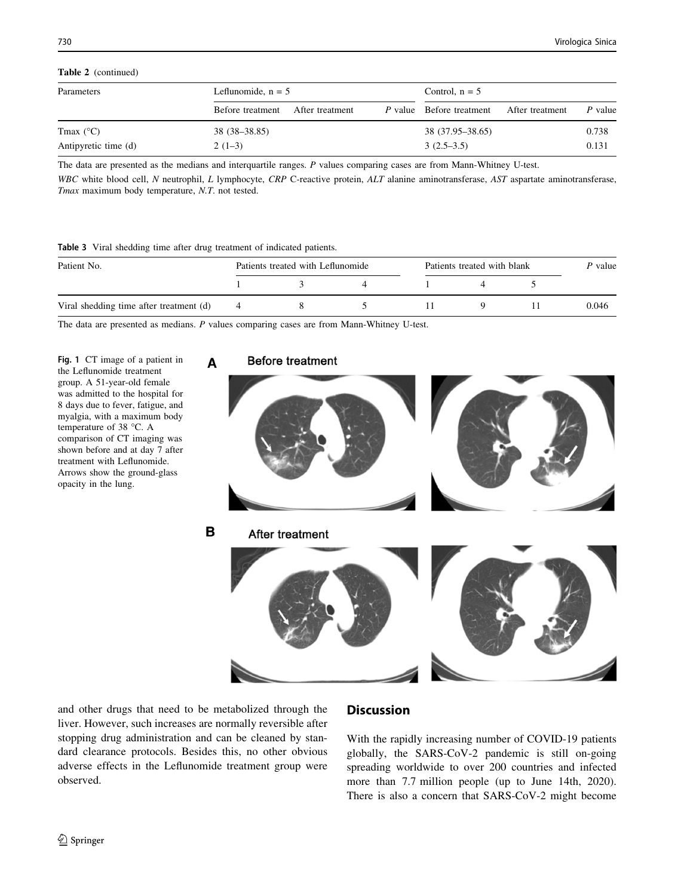**Table 2** (continued)

| Parameters | Leflunomide, n = 5 | | | Control, n = 5 | | |
|---|---|---|---|---|---|---|
| | Before treatment | After treatment | *P* value | Before treatment | After treatment | *P* value |
| Tmax (°C) | 38 (38–38.85) | | | 38 (37.95–38.65) | | 0.738 |
| Antipyretic time (d) | 2 (1–3) | | | 3 (2.5–3.5) | | 0.131 |

The data are presented as the medians and interquartile ranges. *P* values comparing cases are from Mann-Whitney U-test.

*WBC* white blood cell, *N* neutrophil, *L* lymphocyte, *CRP* C-reactive protein, *ALT* alanine aminotransferase, *AST* aspartate aminotransferase, *Tmax* maximum body temperature, *N.T.* not tested.

**Table 3** Viral shedding time after drug treatment of indicated patients.

| Patient No. | Patients treated with Leflunomide | | | Patients treated with blank | | | *P* value |
|---|---|---|---|---|---|---|---|
| | 1 | 3 | 4 | 1 | 4 | 5 | |
| Viral shedding time after treatment (d) | 4 | 8 | 5 | 11 | 9 | 11 | 0.046 |

The data are presented as medians. *P* values comparing cases are from Mann-Whitney U-test.

**Fig. 1** CT image of a patient in the Leflunomide treatment group. A 51-year-old female was admitted to the hospital for 8 days due to fever, fatigue, and myalgia, with a maximum body temperature of 38 °C. A comparison of CT imaging was shown before and at day 7 after treatment with Leflunomide. Arrows show the ground-glass opacity in the lung.

and other drugs that need to be metabolized through the liver. However, such increases are normally reversible after stopping drug administration and can be cleaned by standard clearance protocols. Besides this, no other obvious adverse effects in the Leflunomide treatment group were observed.

## Discussion

With the rapidly increasing number of COVID-19 patients globally, the SARS-CoV-2 pandemic is still on-going spreading worldwide to over 200 countries and infected more than 7.7 million people (up to June 14th, 2020). There is also a concern that SARS-CoV-2 might become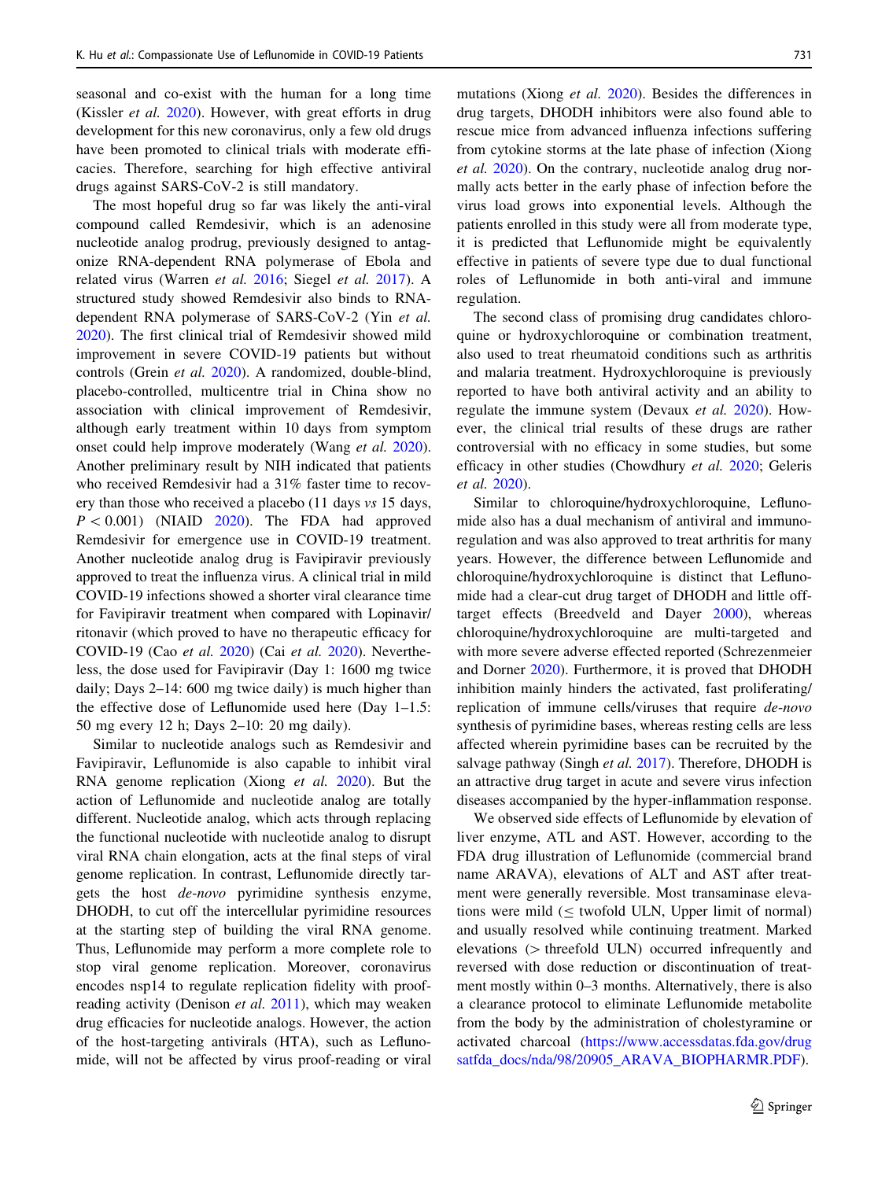seasonal and co-exist with the human for a long time (Kissler *et al.* 2020). However, with great efforts in drug development for this new coronavirus, only a few old drugs have been promoted to clinical trials with moderate efficacies. Therefore, searching for high effective antiviral drugs against SARS-CoV-2 is still mandatory.

The most hopeful drug so far was likely the anti-viral compound called Remdesivir, which is an adenosine nucleotide analog prodrug, previously designed to antagonize RNA-dependent RNA polymerase of Ebola and related virus (Warren *et al.* 2016; Siegel *et al.* 2017). A structured study showed Remdesivir also binds to RNA-dependent RNA polymerase of SARS-CoV-2 (Yin *et al.* 2020). The first clinical trial of Remdesivir showed mild improvement in severe COVID-19 patients but without controls (Grein *et al.* 2020). A randomized, double-blind, placebo-controlled, multicentre trial in China show no association with clinical improvement of Remdesivir, although early treatment within 10 days from symptom onset could help improve moderately (Wang *et al.* 2020). Another preliminary result by NIH indicated that patients who received Remdesivir had a 31% faster time to recovery than those who received a placebo (11 days *vs* 15 days, $P < 0.001$) (NIAID 2020). The FDA had approved Remdesivir for emergence use in COVID-19 treatment. Another nucleotide analog drug is Favipiravir previously approved to treat the influenza virus. A clinical trial in mild COVID-19 infections showed a shorter viral clearance time for Favipiravir treatment when compared with Lopinavir/ritonavir (which proved to have no therapeutic efficacy for COVID-19 (Cao *et al.* 2020) (Cai *et al.* 2020). Nevertheless, the dose used for Favipiravir (Day 1: 1600 mg twice daily; Days 2–14: 600 mg twice daily) is much higher than the effective dose of Leflunomide used here (Day 1–1.5: 50 mg every 12 h; Days 2–10: 20 mg daily).

Similar to nucleotide analogs such as Remdesivir and Favipiravir, Leflunomide is also capable to inhibit viral RNA genome replication (Xiong *et al.* 2020). But the action of Leflunomide and nucleotide analog are totally different. Nucleotide analog, which acts through replacing the functional nucleotide with nucleotide analog to disrupt viral RNA chain elongation, acts at the final steps of viral genome replication. In contrast, Leflunomide directly targets the host *de-novo* pyrimidine synthesis enzyme, DHODH, to cut off the intercellular pyrimidine resources at the starting step of building the viral RNA genome. Thus, Leflunomide may perform a more complete role to stop viral genome replication. Moreover, coronavirus encodes nsp14 to regulate replication fidelity with proof-reading activity (Denison *et al.* 2011), which may weaken drug efficacies for nucleotide analogs. However, the action of the host-targeting antivirals (HTA), such as Leflunomide, will not be affected by virus proof-reading or viral mutations (Xiong *et al.* 2020). Besides the differences in drug targets, DHODH inhibitors were also found able to rescue mice from advanced influenza infections suffering from cytokine storms at the late phase of infection (Xiong *et al.* 2020). On the contrary, nucleotide analog drug normally acts better in the early phase of infection before the virus load grows into exponential levels. Although the patients enrolled in this study were all from moderate type, it is predicted that Leflunomide might be equivalently effective in patients of severe type due to dual functional roles of Leflunomide in both anti-viral and immune regulation.

The second class of promising drug candidates chloroquine or hydroxychloroquine or combination treatment, also used to treat rheumatoid conditions such as arthritis and malaria treatment. Hydroxychloroquine is previously reported to have both antiviral activity and an ability to regulate the immune system (Devaux *et al.* 2020). However, the clinical trial results of these drugs are rather controversial with no efficacy in some studies, but some efficacy in other studies (Chowdhury *et al.* 2020; Geleris *et al.* 2020).

Similar to chloroquine/hydroxychloroquine, Leflunomide also has a dual mechanism of antiviral and immunoregulation and was also approved to treat arthritis for many years. However, the difference between Leflunomide and chloroquine/hydroxychloroquine is distinct that Leflunomide had a clear-cut drug target of DHODH and little off-target effects (Breedveld and Dayer 2000), whereas chloroquine/hydroxychloroquine are multi-targeted and with more severe adverse effected reported (Schrezenmeier and Dorner 2020). Furthermore, it is proved that DHODH inhibition mainly hinders the activated, fast proliferating/replication of immune cells/viruses that require *de-novo* synthesis of pyrimidine bases, whereas resting cells are less affected wherein pyrimidine bases can be recruited by the salvage pathway (Singh *et al.* 2017). Therefore, DHODH is an attractive drug target in acute and severe virus infection diseases accompanied by the hyper-inflammation response.

We observed side effects of Leflunomide by elevation of liver enzyme, ATL and AST. However, according to the FDA drug illustration of Leflunomide (commercial brand name ARAVA), elevations of ALT and AST after treatment were generally reversible. Most transaminase elevations were mild ($\leq$ twofold ULN, Upper limit of normal) and usually resolved while continuing treatment. Marked elevations ($>$ threefold ULN) occurred infrequently and reversed with dose reduction or discontinuation of treatment mostly within 0–3 months. Alternatively, there is also a clearance protocol to eliminate Leflunomide metabolite from the body by the administration of cholestyramine or activated charcoal (https://www.accessdatas.fda.gov/drugsatfda_docs/nda/98/20905_ARAVA_BIOPHARMR.PDF).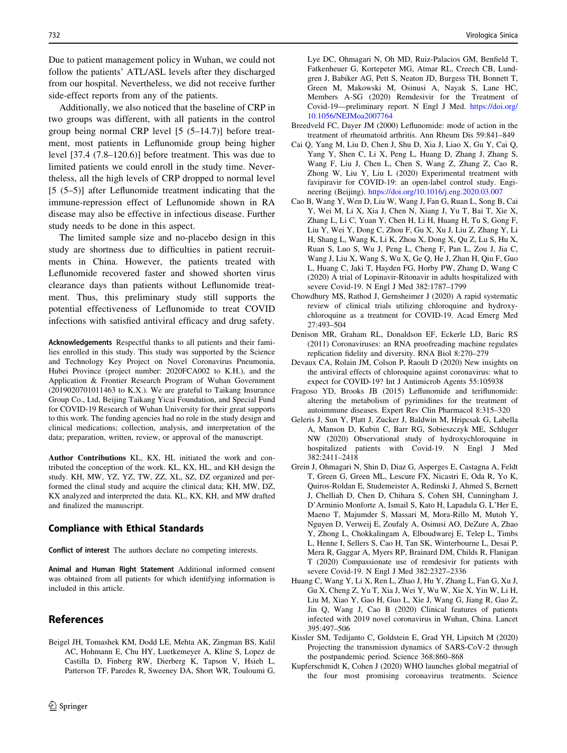Due to patient management policy in Wuhan, we could not follow the patients' ATL/ASL levels after they discharged from our hospital. Nevertheless, we did not receive further side-effect reports from any of the patients.

Additionally, we also noticed that the baseline of CRP in two groups was different, with all patients in the control group being normal CRP level [5 (5–14.7)] before treatment, most patients in Leflunomide group being higher level [37.4 (7.8–120.6)] before treatment. This was due to limited patients we could enroll in the study time. Nevertheless, all the high levels of CRP dropped to normal level [5 (5–5)] after Leflunomide treatment indicating that the immune-repression effect of Leflunomide shown in RA disease may also be effective in infectious disease. Further study needs to be done in this aspect.

The limited sample size and no-placebo design in this study are shortness due to difficulties in patient recruitments in China. However, the patients treated with Leflunomide recovered faster and showed shorten virus clearance days than patients without Leflunomide treatment. Thus, this preliminary study still supports the potential effectiveness of Leflunomide to treat COVID infections with satisfied antiviral efficacy and drug safety.

**Acknowledgements** Respectful thanks to all patients and their families enrolled in this study. This study was supported by the Science and Technology Key Project on Novel Coronavirus Pneumonia, Hubei Province (project number: 2020FCA002 to K.H.), and the Application & Frontier Research Program of Wuhan Government (2019020701011463 to K.X.). We are grateful to Taikang Insurance Group Co., Ltd, Beijing Taikang Yicai Foundation, and Special Fund for COVID-19 Research of Wuhan University for their great supports to this work. The funding agencies had no role in the study design and clinical medications; collection, analysis, and interpretation of the data; preparation, written, review, or approval of the manuscript.

**Author Contributions** KL, KX, HL initiated the work and contributed the conception of the work. KL, KX, HL, and KH design the study. KH, MW, YZ, YZ, TW, ZZ, XL, SZ, DZ organized and performed the clinal study and acquire the clinical data; KH, MW, DZ, KX analyzed and interpreted the data. KL, KX, KH, and MW drafted and finalized the manuscript.

## Compliance with Ethical Standards

**Conflict of interest** The authors declare no competing interests.

**Animal and Human Right Statement** Additional informed consent was obtained from all patients for which identifying information is included in this article.

## References

Beigel JH, Tomashek KM, Dodd LE, Mehta AK, Zingman BS, Kalil AC, Hohmann E, Chu HY, Luetkemeyer A, Kline S, Lopez de Castilla D, Finberg RW, Dierberg K, Tapson V, Hsieh L, Patterson TF, Paredes R, Sweeney DA, Short WR, Touloumi G, Lye DC, Ohmagari N, Oh MD, Ruiz-Palacios GM, Benfield T, Fatkenheuer G, Kortepeter MG, Atmar RL, Creech CB, Lundgren J, Babiker AG, Pett S, Neaton JD, Burgess TH, Bonnett T, Green M, Makowski M, Osinusi A, Nayak S, Lane HC, Members A-SG (2020) Remdesivir for the Treatment of Covid-19—preliminary report. N Engl J Med. https://doi.org/10.1056/NEJMoa2007764

Breedveld FC, Dayer JM (2000) Leflunomide: mode of action in the treatment of rheumatoid arthritis. Ann Rheum Dis 59:841–849

Cai Q, Yang M, Liu D, Chen J, Shu D, Xia J, Liao X, Gu Y, Cai Q, Yang Y, Shen C, Li X, Peng L, Huang D, Zhang J, Zhang S, Wang F, Liu J, Chen L, Chen S, Wang Z, Zhang Z, Cao R, Zhong W, Liu Y, Liu L (2020) Experimental treatment with favipiravir for COVID-19: an open-label control study. Engineering (Beijing). https://doi.org/10.1016/j.eng.2020.03.007

Cao B, Wang Y, Wen D, Liu W, Wang J, Fan G, Ruan L, Song B, Cai Y, Wei M, Li X, Xia J, Chen N, Xiang J, Yu T, Bai T, Xie X, Zhang L, Li C, Yuan Y, Chen H, Li H, Huang H, Tu S, Gong F, Liu Y, Wei Y, Dong C, Zhou F, Gu X, Xu J, Liu Z, Zhang Y, Li H, Shang L, Wang K, Li K, Zhou X, Dong X, Qu Z, Lu S, Hu X, Ruan S, Luo S, Wu J, Peng L, Cheng F, Pan L, Zou J, Jia C, Wang J, Liu X, Wang S, Wu X, Ge Q, He J, Zhan H, Qiu F, Guo L, Huang C, Jaki T, Hayden FG, Horby PW, Zhang D, Wang C (2020) A trial of Lopinavir-Ritonavir in adults hospitalized with severe Covid-19. N Engl J Med 382:1787–1799

Chowdhury MS, Rathod J, Gernsheimer J (2020) A rapid systematic review of clinical trials utilizing chloroquine and hydroxychloroquine as a treatment for COVID-19. Acad Emerg Med 27:493–504

Denison MR, Graham RL, Donaldson EF, Eckerle LD, Baric RS (2011) Coronaviruses: an RNA proofreading machine regulates replication fidelity and diversity. RNA Biol 8:270–279

Devaux CA, Rolain JM, Colson P, Raoult D (2020) New insights on the antiviral effects of chloroquine against coronavirus: what to expect for COVID-19? Int J Antimicrob Agents 55:105938

Fragoso YD, Brooks JB (2015) Leflunomide and teriflunomide: altering the metabolism of pyrimidines for the treatment of autoimmune diseases. Expert Rev Clin Pharmacol 8:315–320

Geleris J, Sun Y, Platt J, Zucker J, Baldwin M, Hripcsak G, Labella A, Manson D, Kubin C, Barr RG, Sobieszczyk ME, Schluger NW (2020) Observational study of hydroxychloroquine in hospitalized patients with Covid-19. N Engl J Med 382:2411–2418

Grein J, Ohmagari N, Shin D, Diaz G, Asperges E, Castagna A, Feldt T, Green G, Green ML, Lescure FX, Nicastri E, Oda R, Yo K, Quiros-Roldan E, Studemeister A, Redinski J, Ahmed S, Bernett J, Chelliah D, Chen D, Chihara S, Cohen SH, Cunningham J, D'Arminio Monforte A, Ismail S, Kato H, Lapadula G, L'Her E, Maeno T, Majumder S, Massari M, Mora-Rillo M, Mutoh Y, Nguyen D, Verweij E, Zoufaly A, Osinusi AO, DeZure A, Zhao Y, Zhong L, Chokkalingam A, Elboudwarej E, Telep L, Timbs L, Henne I, Sellers S, Cao H, Tan SK, Winterbourne L, Desai P, Mera R, Gaggar A, Myers RP, Brainard DM, Childs R, Flanigan T (2020) Compassionate use of remdesivir for patients with severe Covid-19. N Engl J Med 382:2327–2336

Huang C, Wang Y, Li X, Ren L, Zhao J, Hu Y, Zhang L, Fan G, Xu J, Gu X, Cheng Z, Yu T, Xia J, Wei Y, Wu W, Xie X, Yin W, Li H, Liu M, Xiao Y, Gao H, Guo L, Xie J, Wang G, Jiang R, Gao Z, Jin Q, Wang J, Cao B (2020) Clinical features of patients infected with 2019 novel coronavirus in Wuhan, China. Lancet 395:497–506

Kissler SM, Tedijanto C, Goldstein E, Grad YH, Lipsitch M (2020) Projecting the transmission dynamics of SARS-CoV-2 through the postpandemic period. Science 368:860–868

Kupferschmidt K, Cohen J (2020) WHO launches global megatrial of the four most promising coronavirus treatments. Science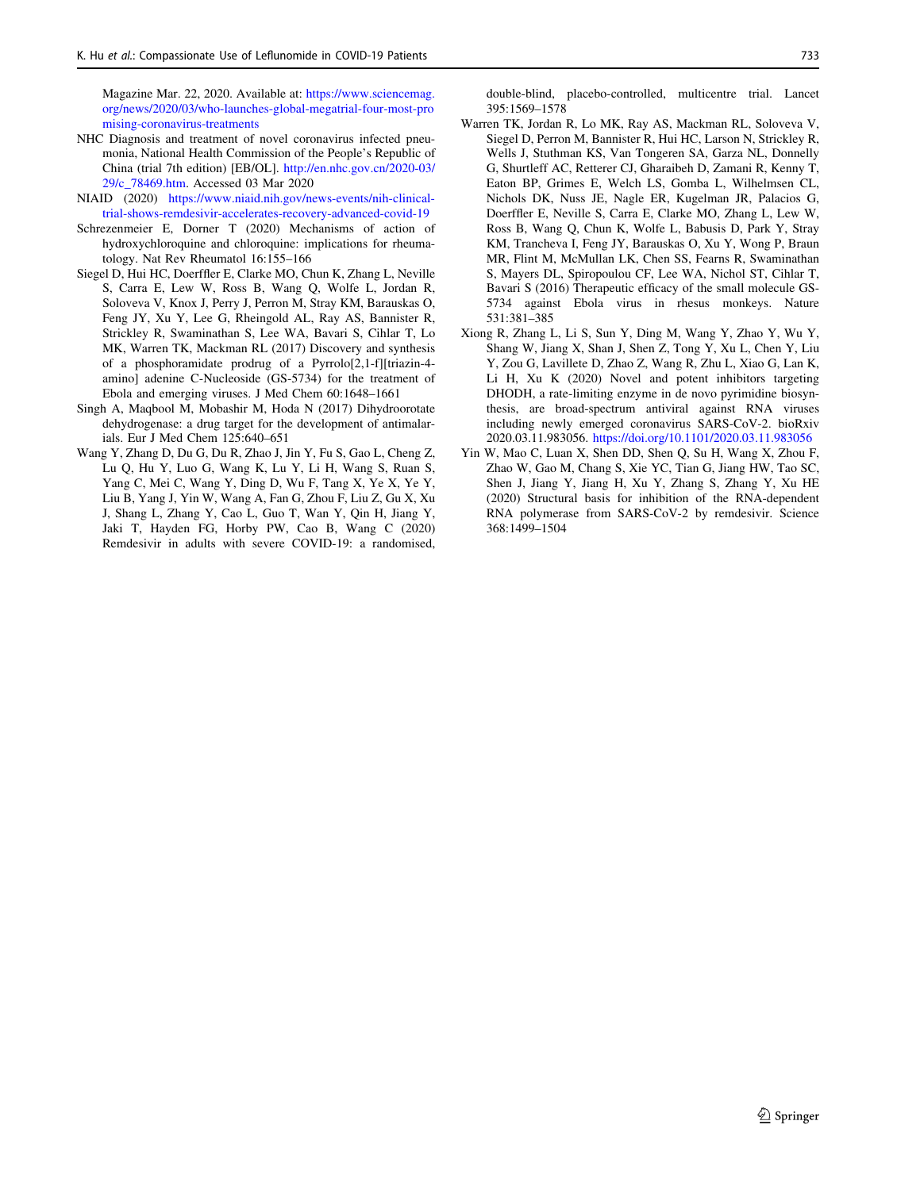Magazine Mar. 22, 2020. Available at: https://www.sciencemag.org/news/2020/03/who-launches-global-megatrial-four-most-promising-coronavirus-treatments

NHC Diagnosis and treatment of novel coronavirus infected pneumonia, National Health Commission of the People's Republic of China (trial 7th edition) [EB/OL]. http://en.nhc.gov.cn/2020-03/29/c_78469.htm. Accessed 03 Mar 2020

NIAID (2020) https://www.niaid.nih.gov/news-events/nih-clinical-trial-shows-remdesivir-accelerates-recovery-advanced-covid-19

Schrezenmeier E, Dorner T (2020) Mechanisms of action of hydroxychloroquine and chloroquine: implications for rheumatology. Nat Rev Rheumatol 16:155–166

Siegel D, Hui HC, Doerffler E, Clarke MO, Chun K, Zhang L, Neville S, Carra E, Lew W, Ross B, Wang Q, Wolfe L, Jordan R, Soloveva V, Knox J, Perry J, Perron M, Stray KM, Barauskas O, Feng JY, Xu Y, Lee G, Rheingold AL, Ray AS, Bannister R, Strickley R, Swaminathan S, Lee WA, Bavari S, Cihlar T, Lo MK, Warren TK, Mackman RL (2017) Discovery and synthesis of a phosphoramidate prodrug of a Pyrrolo[2,1-f][triazin-4-amino] adenine C-Nucleoside (GS-5734) for the treatment of Ebola and emerging viruses. J Med Chem 60:1648–1661

Singh A, Maqbool M, Mobashir M, Hoda N (2017) Dihydroorotate dehydrogenase: a drug target for the development of antimalarials. Eur J Med Chem 125:640–651

Wang Y, Zhang D, Du G, Du R, Zhao J, Jin Y, Fu S, Gao L, Cheng Z, Lu Q, Hu Y, Luo G, Wang K, Lu Y, Li H, Wang S, Ruan S, Yang C, Mei C, Wang Y, Ding D, Wu F, Tang X, Ye X, Ye Y, Liu B, Yang J, Yin W, Wang A, Fan G, Zhou F, Liu Z, Gu X, Xu J, Shang L, Zhang Y, Cao L, Guo T, Wan Y, Qin H, Jiang Y, Jaki T, Hayden FG, Horby PW, Cao B, Wang C (2020) Remdesivir in adults with severe COVID-19: a randomised, double-blind, placebo-controlled, multicentre trial. Lancet 395:1569–1578

Warren TK, Jordan R, Lo MK, Ray AS, Mackman RL, Soloveva V, Siegel D, Perron M, Bannister R, Hui HC, Larson N, Strickley R, Wells J, Stuthman KS, Van Tongeren SA, Garza NL, Donnelly G, Shurtleff AC, Retterer CJ, Gharaibeh D, Zamani R, Kenny T, Eaton BP, Grimes E, Welch LS, Gomba L, Wilhelmsen CL, Nichols DK, Nuss JE, Nagle ER, Kugelman JR, Palacios G, Doerffler E, Neville S, Carra E, Clarke MO, Zhang L, Lew W, Ross B, Wang Q, Chun K, Wolfe L, Babusis D, Park Y, Stray KM, Trancheva I, Feng JY, Barauskas O, Xu Y, Wong P, Braun MR, Flint M, McMullan LK, Chen SS, Fearns R, Swaminathan S, Mayers DL, Spiropoulou CF, Lee WA, Nichol ST, Cihlar T, Bavari S (2016) Therapeutic efficacy of the small molecule GS-5734 against Ebola virus in rhesus monkeys. Nature 531:381–385

Xiong R, Zhang L, Li S, Sun Y, Ding M, Wang Y, Zhao Y, Wu Y, Shang W, Jiang X, Shan J, Shen Z, Tong Y, Xu L, Chen Y, Liu Y, Zou G, Lavillete D, Zhao Z, Wang R, Zhu L, Xiao G, Lan K, Li H, Xu K (2020) Novel and potent inhibitors targeting DHODH, a rate-limiting enzyme in de novo pyrimidine biosynthesis, are broad-spectrum antiviral against RNA viruses including newly emerged coronavirus SARS-CoV-2. bioRxiv 2020.03.11.983056. https://doi.org/10.1101/2020.03.11.983056

Yin W, Mao C, Luan X, Shen DD, Shen Q, Su H, Wang X, Zhou F, Zhao W, Gao M, Chang S, Xie YC, Tian G, Jiang HW, Tao SC, Shen J, Jiang Y, Jiang H, Xu Y, Zhang S, Zhang Y, Xu HE (2020) Structural basis for inhibition of the RNA-dependent RNA polymerase from SARS-CoV-2 by remdesivir. Science 368:1499–1504